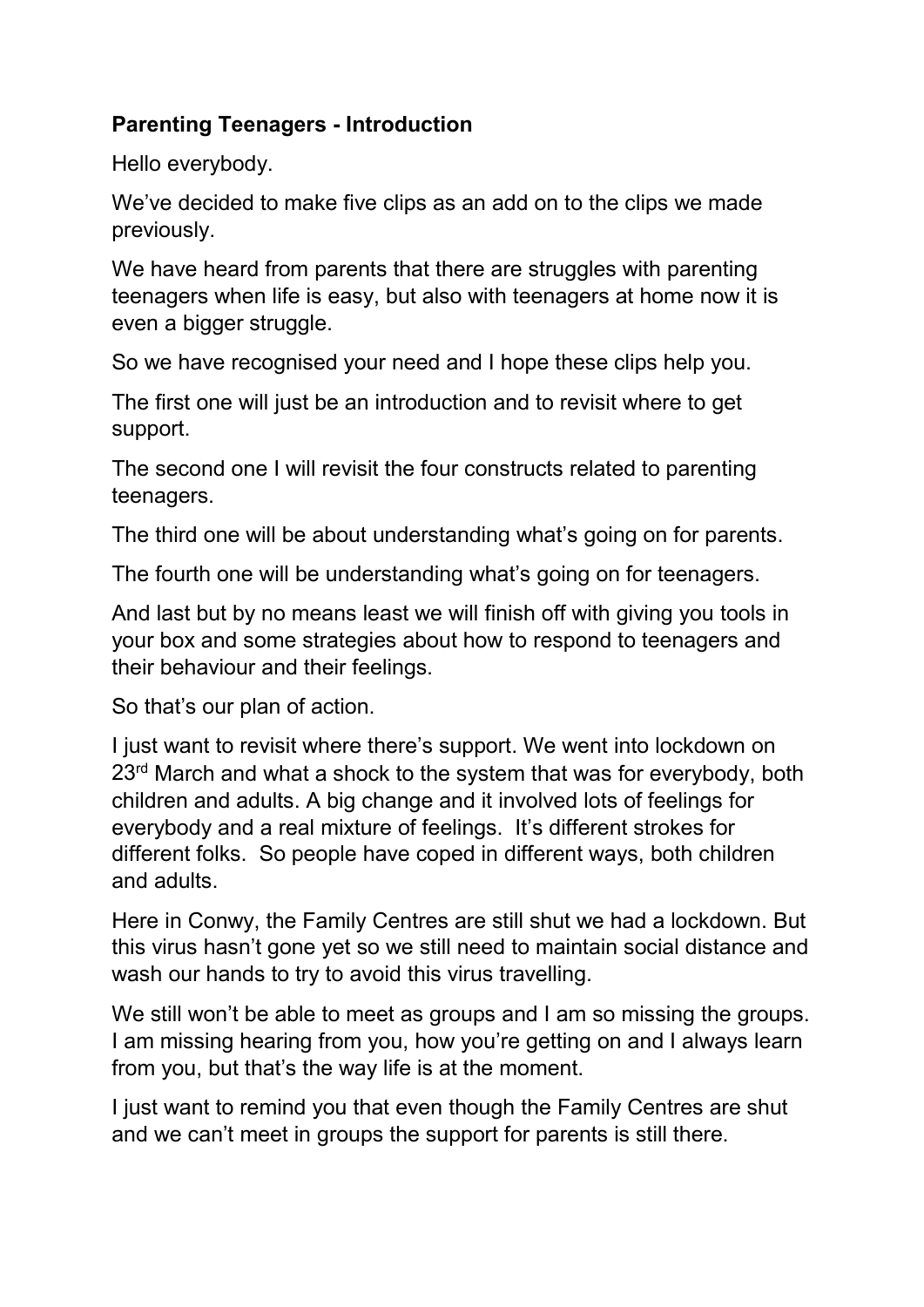**Parenting Teenagers - Introduction**

Hello everybody.

We've decided to make five clips as an add on to the clips we made previously.

We have heard from parents that there are struggles with parenting teenagers when life is easy, but also with teenagers at home now it is even a bigger struggle.

So we have recognised your need and I hope these clips help you.

The first one will just be an introduction and to revisit where to get support.

The second one I will revisit the four constructs related to parenting teenagers.

The third one will be about understanding what's going on for parents.

The fourth one will be understanding what's going on for teenagers.

And last but by no means least we will finish off with giving you tools in your box and some strategies about how to respond to teenagers and their behaviour and their feelings.

So that's our plan of action.

I just want to revisit where there's support. We went into lockdown on 23rd March and what a shock to the system that was for everybody, both children and adults. A big change and it involved lots of feelings for everybody and a real mixture of feelings. It's different strokes for different folks. So people have coped in different ways, both children and adults.

Here in Conwy, the Family Centres are still shut we had a lockdown. But this virus hasn't gone yet so we still need to maintain social distance and wash our hands to try to avoid this virus travelling.

We still won't be able to meet as groups and I am so missing the groups. I am missing hearing from you, how you're getting on and I always learn from you, but that's the way life is at the moment.

I just want to remind you that even though the Family Centres are shut and we can't meet in groups the support for parents is still there.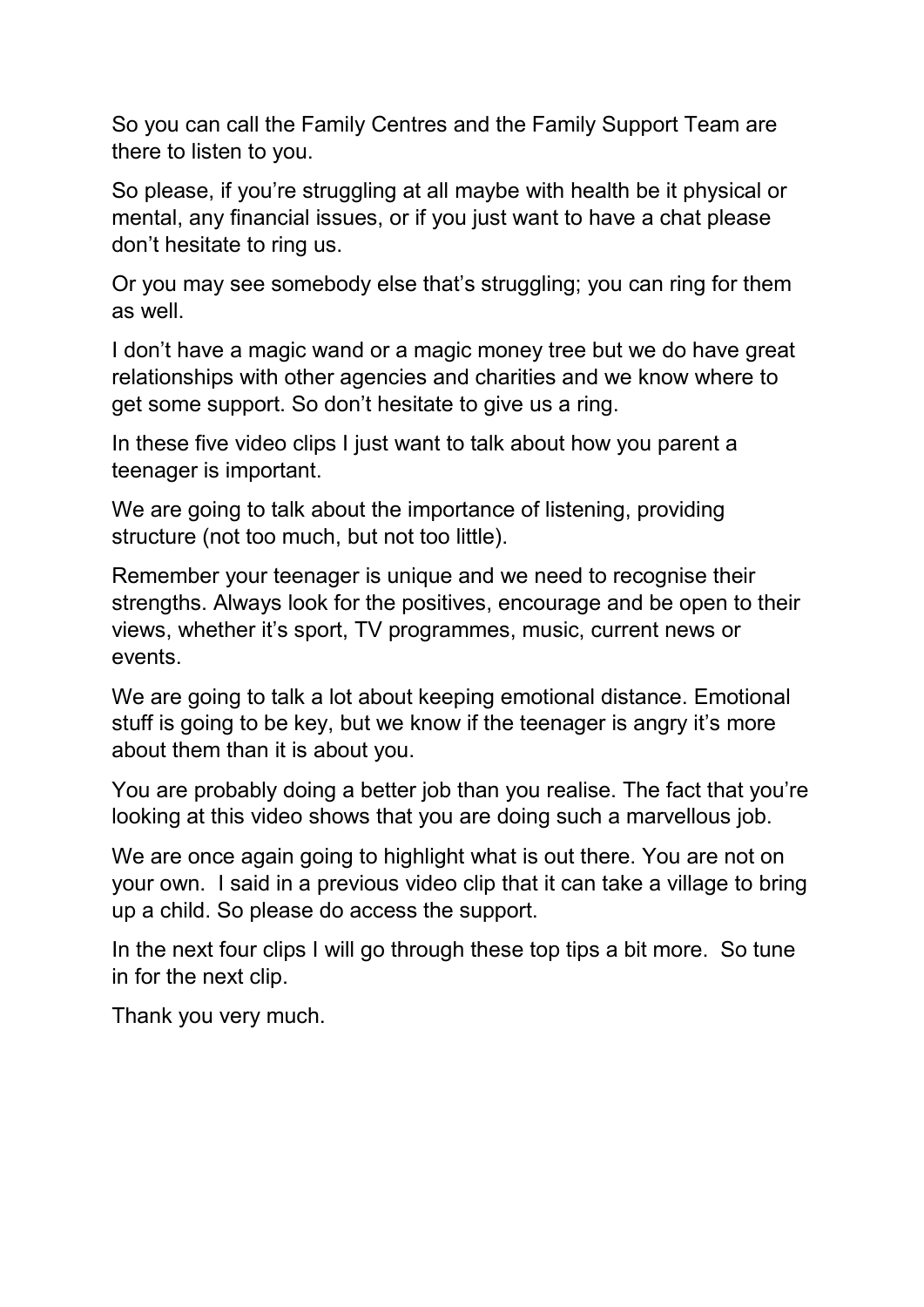So you can call the Family Centres and the Family Support Team are there to listen to you.

So please, if you're struggling at all maybe with health be it physical or mental, any financial issues, or if you just want to have a chat please don't hesitate to ring us.

Or you may see somebody else that's struggling; you can ring for them as well.

I don't have a magic wand or a magic money tree but we do have great relationships with other agencies and charities and we know where to get some support. So don't hesitate to give us a ring.

In these five video clips I just want to talk about how you parent a teenager is important.

We are going to talk about the importance of listening, providing structure (not too much, but not too little).

Remember your teenager is unique and we need to recognise their strengths. Always look for the positives, encourage and be open to their views, whether it's sport, TV programmes, music, current news or events.

We are going to talk a lot about keeping emotional distance. Emotional stuff is going to be key, but we know if the teenager is angry it's more about them than it is about you.

You are probably doing a better job than you realise. The fact that you're looking at this video shows that you are doing such a marvellous job.

We are once again going to highlight what is out there. You are not on your own. I said in a previous video clip that it can take a village to bring up a child. So please do access the support.

In the next four clips I will go through these top tips a bit more. So tune in for the next clip.

Thank you very much.